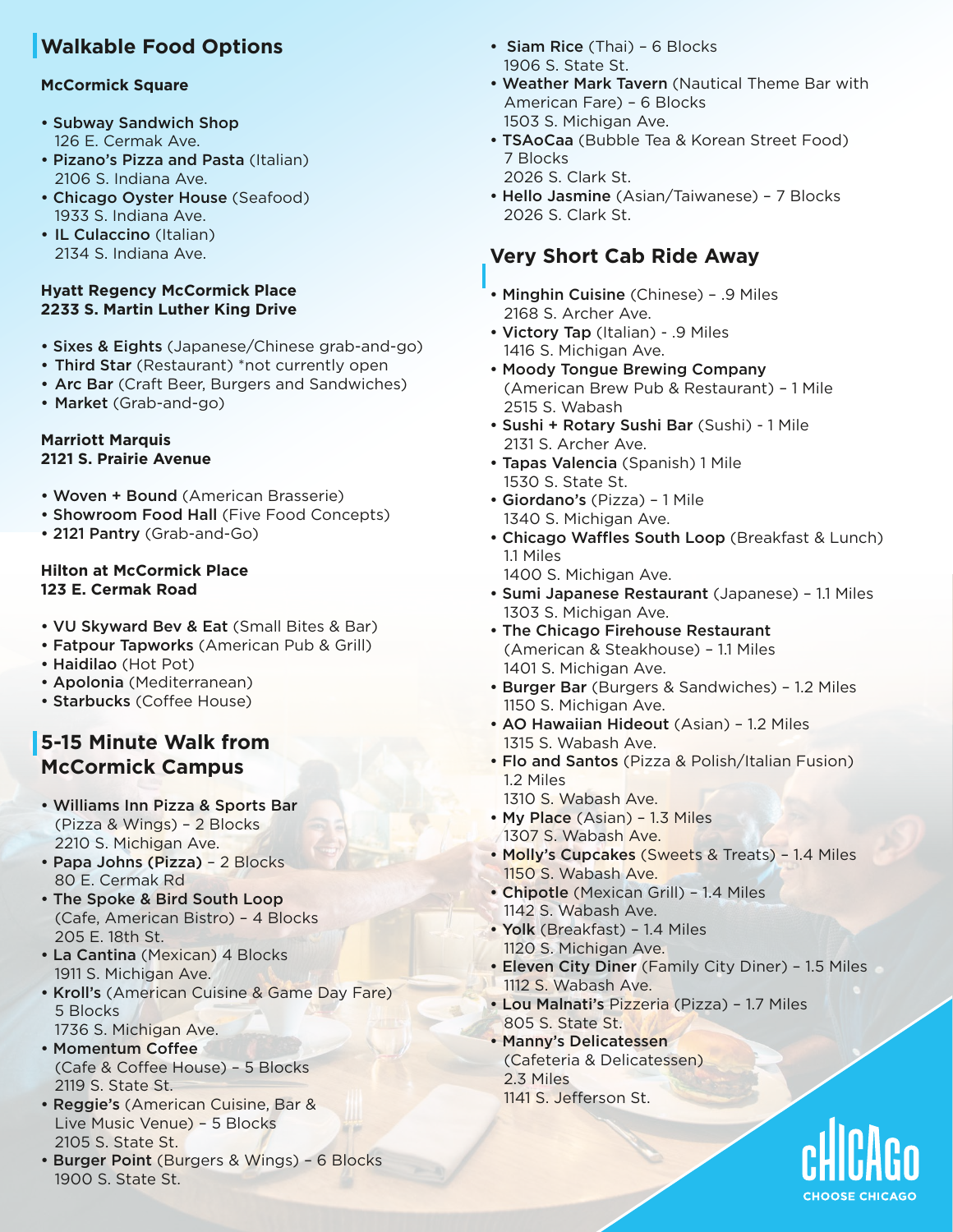## Walkable Food Options

**McCormick Square**

- **Subway Sandwich Shop**
  126 E. Cermak Ave.
- **Pizano's Pizza and Pasta** (Italian)
  2106 S. Indiana Ave.
- **Chicago Oyster House** (Seafood)
  1933 S. Indiana Ave.
- **IL Culaccino** (Italian)
  2134 S. Indiana Ave.

**Hyatt Regency McCormick Place**
**2233 S. Martin Luther King Drive**

- **Sixes & Eights** (Japanese/Chinese grab-and-go)
- **Third Star** (Restaurant) *not currently open
- **Arc Bar** (Craft Beer, Burgers and Sandwiches)
- **Market** (Grab-and-go)

**Marriott Marquis**
**2121 S. Prairie Avenue**

- **Woven + Bound** (American Brasserie)
- **Showroom Food Hall** (Five Food Concepts)
- **2121 Pantry** (Grab-and-Go)

**Hilton at McCormick Place**
**123 E. Cermak Road**

- **VU Skyward Bev & Eat** (Small Bites & Bar)
- **Fatpour Tapworks** (American Pub & Grill)
- **Haidilao** (Hot Pot)
- **Apolonia** (Mediterranean)
- **Starbucks** (Coffee House)

## 5-15 Minute Walk from McCormick Campus

- **Williams Inn Pizza & Sports Bar**
  (Pizza & Wings) – 2 Blocks
  2210 S. Michigan Ave.
- **Papa Johns (Pizza)** – 2 Blocks
  80 E. Cermak Rd
- **The Spoke & Bird South Loop**
  (Cafe, American Bistro) – 4 Blocks
  205 E. 18th St.
- **La Cantina** (Mexican) 4 Blocks
  1911 S. Michigan Ave.
- **Kroll's** (American Cuisine & Game Day Fare)
  5 Blocks
  1736 S. Michigan Ave.
- **Momentum Coffee**
  (Cafe & Coffee House) – 5 Blocks
  2119 S. State St.
- **Reggie's** (American Cuisine, Bar & Live Music Venue) – 5 Blocks
  2105 S. State St.
- **Burger Point** (Burgers & Wings) – 6 Blocks
  1900 S. State St.
- **Siam Rice** (Thai) – 6 Blocks
  1906 S. State St.
- **Weather Mark Tavern** (Nautical Theme Bar with American Fare) – 6 Blocks
  1503 S. Michigan Ave.
- **TSAoCaa** (Bubble Tea & Korean Street Food)
  7 Blocks
  2026 S. Clark St.
- **Hello Jasmine** (Asian/Taiwanese) – 7 Blocks
  2026 S. Clark St.

## Very Short Cab Ride Away

- **Minghin Cuisine** (Chinese) – .9 Miles
  2168 S. Archer Ave.
- **Victory Tap** (Italian) - .9 Miles
  1416 S. Michigan Ave.
- **Moody Tongue Brewing Company**
  (American Brew Pub & Restaurant) – 1 Mile
  2515 S. Wabash
- **Sushi + Rotary Sushi Bar** (Sushi) - 1 Mile
  2131 S. Archer Ave.
- **Tapas Valencia** (Spanish) 1 Mile
  1530 S. State St.
- **Giordano's** (Pizza) – 1 Mile
  1340 S. Michigan Ave.
- **Chicago Waffles South Loop** (Breakfast & Lunch)
  1.1 Miles
  1400 S. Michigan Ave.
- **Sumi Japanese Restaurant** (Japanese) – 1.1 Miles
  1303 S. Michigan Ave.
- **The Chicago Firehouse Restaurant**
  (American & Steakhouse) – 1.1 Miles
  1401 S. Michigan Ave.
- **Burger Bar** (Burgers & Sandwiches) – 1.2 Miles
  1150 S. Michigan Ave.
- **AO Hawaiian Hideout** (Asian) – 1.2 Miles
  1315 S. Wabash Ave.
- **Flo and Santos** (Pizza & Polish/Italian Fusion)
  1.2 Miles
  1310 S. Wabash Ave.
- **My Place** (Asian) – 1.3 Miles
  1307 S. Wabash Ave.
- **Molly's Cupcakes** (Sweets & Treats) – 1.4 Miles
  1150 S. Wabash Ave.
- **Chipotle** (Mexican Grill) – 1.4 Miles
  1142 S. Wabash Ave.
- **Yolk** (Breakfast) – 1.4 Miles
  1120 S. Michigan Ave.
- **Eleven City Diner** (Family City Diner) – 1.5 Miles
  1112 S. Wabash Ave.
- **Lou Malnati's** Pizzeria (Pizza) – 1.7 Miles
  805 S. State St.
- **Manny's Delicatessen**
  (Cafeteria & Delicatessen)
  2.3 Miles
  1141 S. Jefferson St.

CHOOSE CHICAGO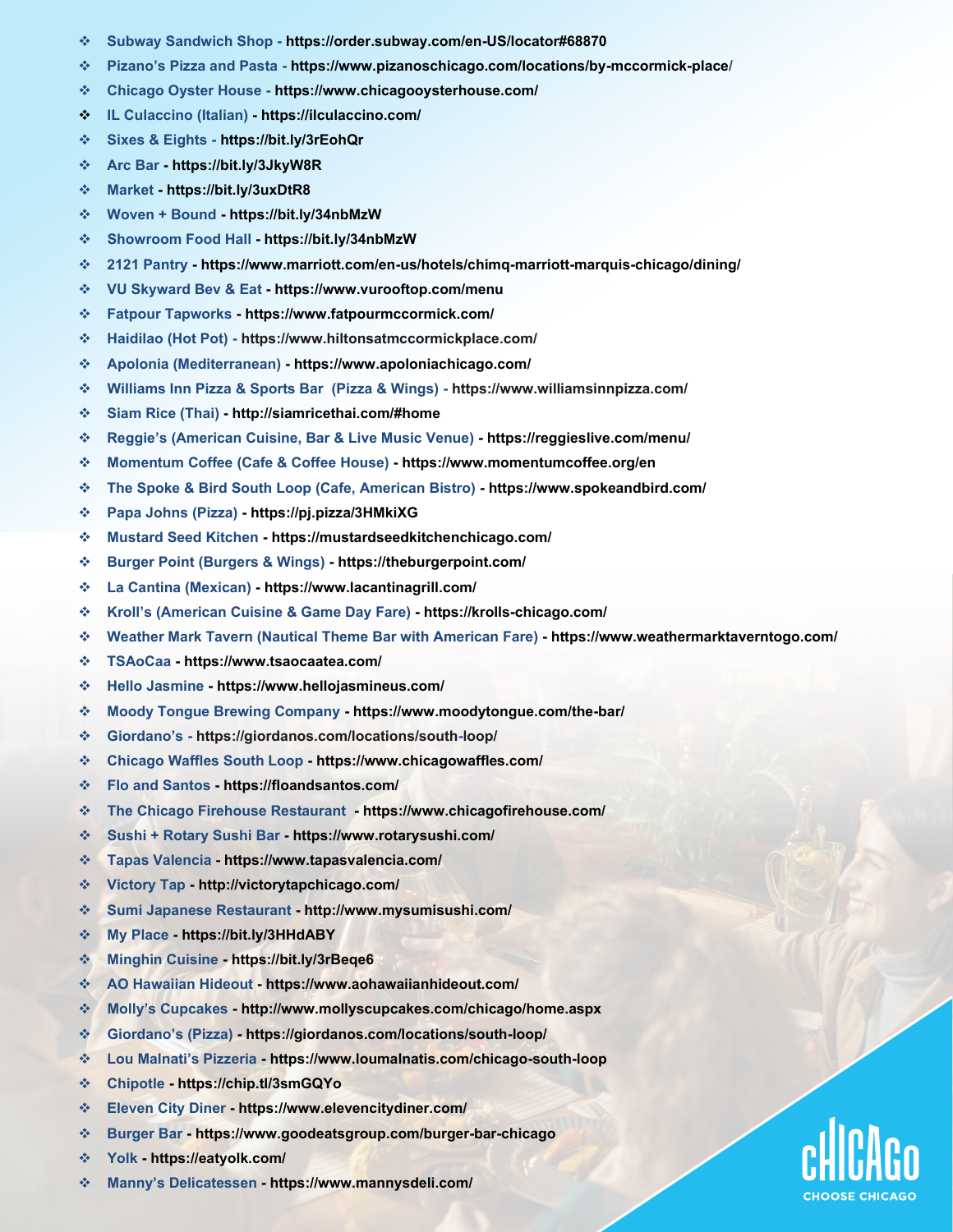- Subway Sandwich Shop - https://order.subway.com/en-US/locator#68870
- Pizano's Pizza and Pasta - https://www.pizanoschicago.com/locations/by-mccormick-place/
- Chicago Oyster House - https://www.chicagooysterhouse.com/
- IL Culaccino (Italian) - https://ilculaccino.com/
- Sixes & Eights - https://bit.ly/3rEohQr
- Arc Bar - https://bit.ly/3JkyW8R
- Market - https://bit.ly/3uxDtR8
- Woven + Bound - https://bit.ly/34nbMzW
- Showroom Food Hall - https://bit.ly/34nbMzW
- 2121 Pantry - https://www.marriott.com/en-us/hotels/chimq-marriott-marquis-chicago/dining/
- VU Skyward Bev & Eat - https://www.vurooftop.com/menu
- Fatpour Tapworks - https://www.fatpourmccormick.com/
- Haidilao (Hot Pot) - https://www.hiltonsatmccormickplace.com/
- Apolonia (Mediterranean) - https://www.apoloniachicago.com/
- Williams Inn Pizza & Sports Bar (Pizza & Wings) - https://www.williamsinnpizza.com/
- Siam Rice (Thai) - http://siamricethai.com/#home
- Reggie's (American Cuisine, Bar & Live Music Venue) - https://reggieslive.com/menu/
- Momentum Coffee (Cafe & Coffee House) - https://www.momentumcoffee.org/en
- The Spoke & Bird South Loop (Cafe, American Bistro) - https://www.spokeandbird.com/
- Papa Johns (Pizza) - https://pj.pizza/3HMkiXG
- Mustard Seed Kitchen - https://mustardseedkitchenchicago.com/
- Burger Point (Burgers & Wings) - https://theburgerpoint.com/
- La Cantina (Mexican) - https://www.lacantinagrill.com/
- Kroll's (American Cuisine & Game Day Fare) - https://krolls-chicago.com/
- Weather Mark Tavern (Nautical Theme Bar with American Fare) - https://www.weathermarktaverntogo.com/
- TSAoCaa - https://www.tsaocaatea.com/
- Hello Jasmine - https://www.hellojasmineus.com/
- Moody Tongue Brewing Company - https://www.moodytongue.com/the-bar/
- Giordano's - https://giordanos.com/locations/south-loop/
- Chicago Waffles South Loop - https://www.chicagowaffles.com/
- Flo and Santos - https://floandsantos.com/
- The Chicago Firehouse Restaurant - https://www.chicagofirehouse.com/
- Sushi + Rotary Sushi Bar - https://www.rotarysushi.com/
- Tapas Valencia - https://www.tapasvalencia.com/
- Victory Tap - http://victorytapchicago.com/
- Sumi Japanese Restaurant - http://www.mysumisushi.com/
- My Place - https://bit.ly/3HHdABY
- Minghin Cuisine - https://bit.ly/3rBeqe6
- AO Hawaiian Hideout - https://www.aohawaiianhideout.com/
- Molly's Cupcakes - http://www.mollyscupcakes.com/chicago/home.aspx
- Giordano's (Pizza) - https://giordanos.com/locations/south-loop/
- Lou Malnati's Pizzeria - https://www.loumalnatis.com/chicago-south-loop
- Chipotle - https://chip.tl/3smGQYo
- Eleven City Diner - https://www.elevencitydiner.com/
- Burger Bar - https://www.goodeatsgroup.com/burger-bar-chicago
- Yolk - https://eatyolk.com/
- Manny's Delicatessen - https://www.mannysdeli.com/

CHICAGO
CHOOSE CHICAGO